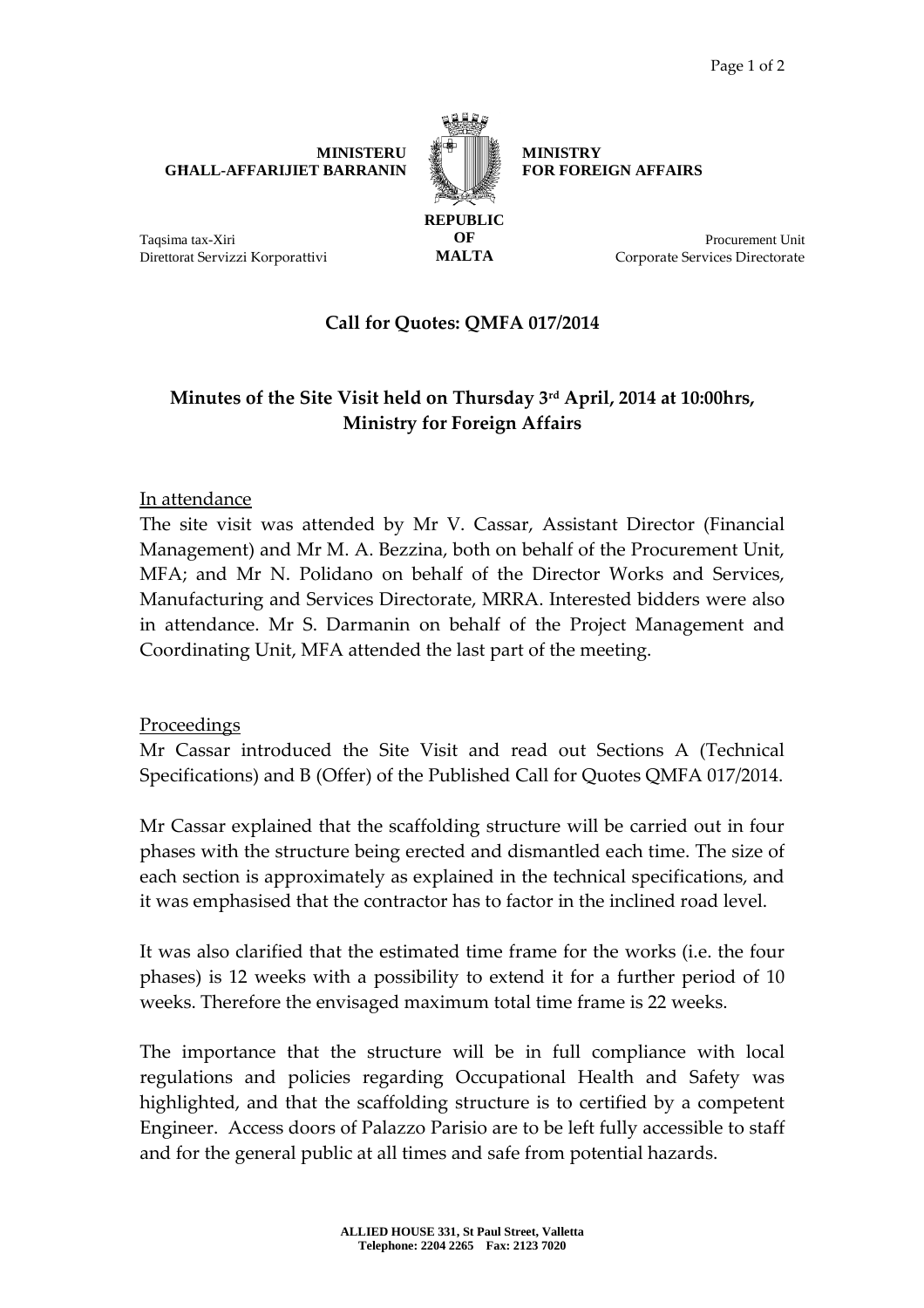**MINISTERU GĦALL-AFFARIJIET BARRANIN**

**MINISTRY FOR FOREIGN AFFAIRS**

**REPUBLIC OF MALTA**

Taqsima tax-Xiri
Direttorat Servizzi Korporattivi

Procurement Unit
Corporate Services Directorate

## Call for Quotes: QMFA 017/2014

## Minutes of the Site Visit held on Thursday 3rd April, 2014 at 10:00hrs, Ministry for Foreign Affairs

In attendance

The site visit was attended by Mr V. Cassar, Assistant Director (Financial Management) and Mr M. A. Bezzina, both on behalf of the Procurement Unit, MFA; and Mr N. Polidano on behalf of the Director Works and Services, Manufacturing and Services Directorate, MRRA. Interested bidders were also in attendance. Mr S. Darmanin on behalf of the Project Management and Coordinating Unit, MFA attended the last part of the meeting.

Proceedings

Mr Cassar introduced the Site Visit and read out Sections A (Technical Specifications) and B (Offer) of the Published Call for Quotes QMFA 017/2014.

Mr Cassar explained that the scaffolding structure will be carried out in four phases with the structure being erected and dismantled each time. The size of each section is approximately as explained in the technical specifications, and it was emphasised that the contractor has to factor in the inclined road level.

It was also clarified that the estimated time frame for the works (i.e. the four phases) is 12 weeks with a possibility to extend it for a further period of 10 weeks. Therefore the envisaged maximum total time frame is 22 weeks.

The importance that the structure will be in full compliance with local regulations and policies regarding Occupational Health and Safety was highlighted, and that the scaffolding structure is to certified by a competent Engineer. Access doors of Palazzo Parisio are to be left fully accessible to staff and for the general public at all times and safe from potential hazards.

**ALLIED HOUSE 331, St Paul Street, Valletta**
**Telephone: 2204 2265 Fax: 2123 7020**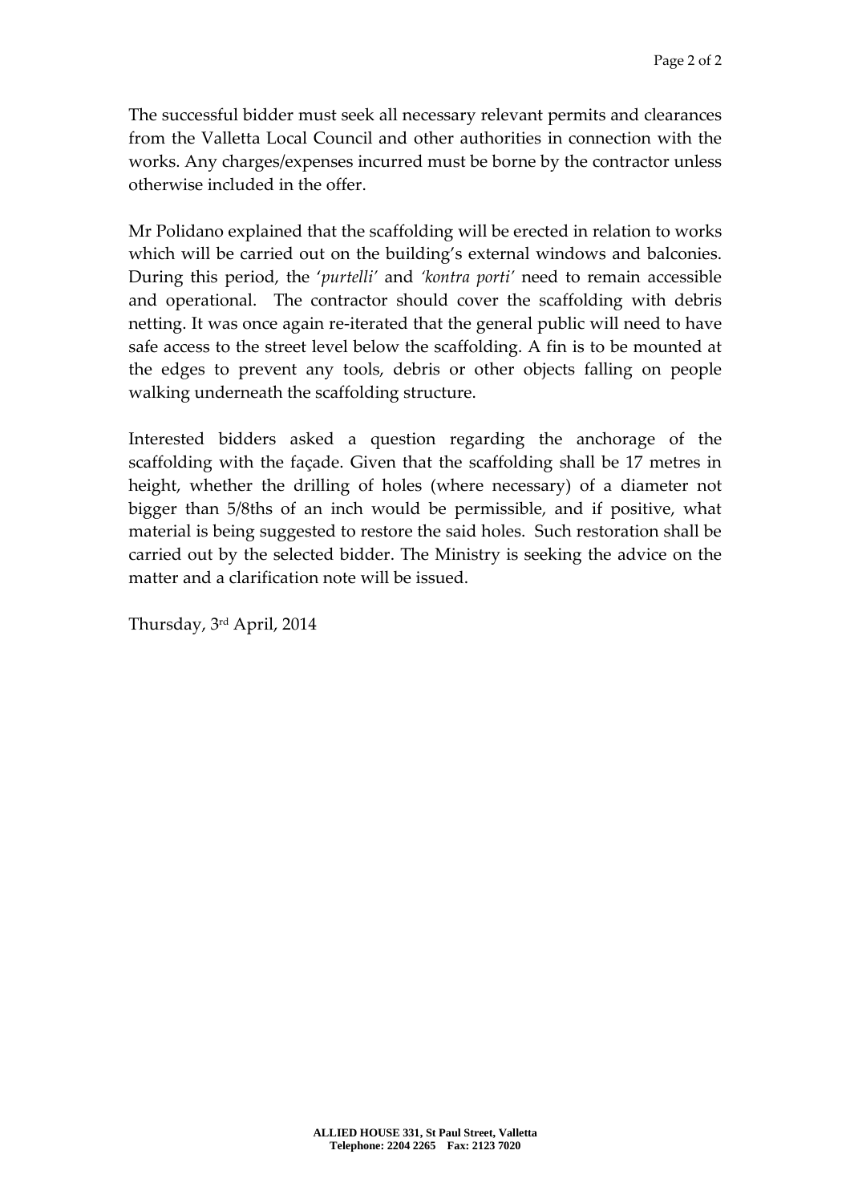The successful bidder must seek all necessary relevant permits and clearances from the Valletta Local Council and other authorities in connection with the works. Any charges/expenses incurred must be borne by the contractor unless otherwise included in the offer.

Mr Polidano explained that the scaffolding will be erected in relation to works which will be carried out on the building's external windows and balconies. During this period, the '*purtelli*' and *'kontra porti'* need to remain accessible and operational. The contractor should cover the scaffolding with debris netting. It was once again re-iterated that the general public will need to have safe access to the street level below the scaffolding. A fin is to be mounted at the edges to prevent any tools, debris or other objects falling on people walking underneath the scaffolding structure.

Interested bidders asked a question regarding the anchorage of the scaffolding with the façade. Given that the scaffolding shall be 17 metres in height, whether the drilling of holes (where necessary) of a diameter not bigger than 5/8ths of an inch would be permissible, and if positive, what material is being suggested to restore the said holes. Such restoration shall be carried out by the selected bidder. The Ministry is seeking the advice on the matter and a clarification note will be issued.

Thursday, 3rd April, 2014

**ALLIED HOUSE 331, St Paul Street, Valletta**
**Telephone: 2204 2265 Fax: 2123 7020**